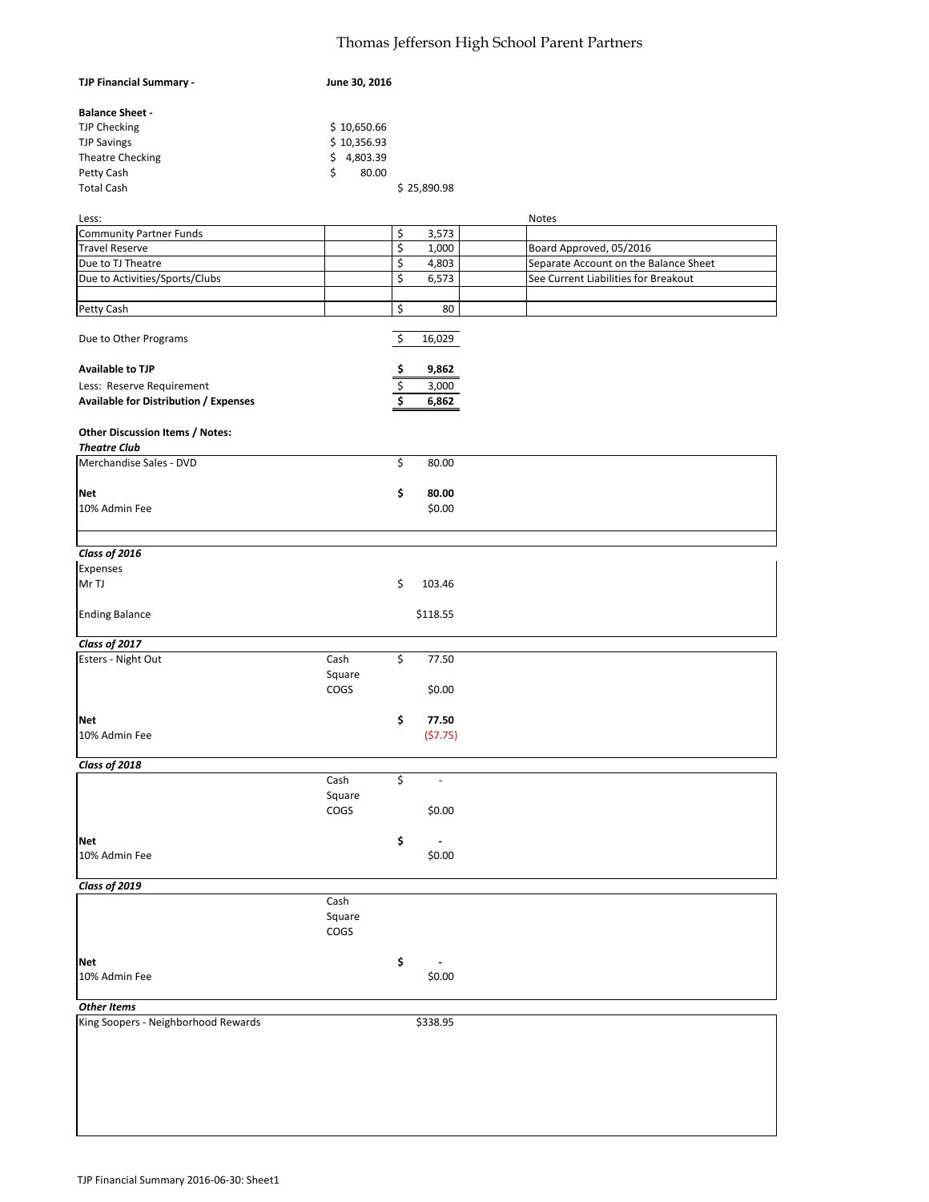# Thomas Jefferson High School Parent Partners

**TJP Financial Summary -** **June 30, 2016**

**Balance Sheet -**

| | | |
|---|---|---|
| TJP Checking | $ 10,650.66 | |
| TJP Savings | $ 10,356.93 | |
| Theatre Checking | $ 4,803.39 | |
| Petty Cash | $ 80.00 | |
| Total Cash | | $ 25,890.98 |

| Less: | | | Notes |
|---|---|---|---|
| Community Partner Funds | | $ 3,573 | |
| Travel Reserve | | $ 1,000 | Board Approved, 05/2016 |
| Due to TJ Theatre | | $ 4,803 | Separate Account on the Balance Sheet |
| Due to Activities/Sports/Clubs | | $ 6,573 | See Current Liabilities for Breakout |
| | | | |
| Petty Cash | | $ 80 | |

| | |
|---|---|
| Due to Other Programs | $ 16,029 |
| **Available to TJP** | **$ 9,862** |
| Less: Reserve Requirement | $ 3,000 |
| **Available for Distribution / Expenses** | **$ 6,862** |

**Other Discussion Items / Notes:**

***Theatre Club***

| | | |
|---|---|---|
| Merchandise Sales - DVD | | $ 80.00 |
| **Net** | | **$ 80.00** |
| 10% Admin Fee | | $0.00 |

***Class of 2016***

| | | |
|---|---|---|
| Expenses | | |
| Mr TJ | | $ 103.46 |
| Ending Balance | | $118.55 |

***Class of 2017***

| | | |
|---|---|---|
| Esters - Night Out | Cash | $ 77.50 |
| | Square | |
| | COGS | $0.00 |
| **Net** | | **$ 77.50** |
| 10% Admin Fee | | ($7.75) |

***Class of 2018***

| | | |
|---|---|---|
| | Cash | $ - |
| | Square | |
| | COGS | $0.00 |
| **Net** | | **$ -** |
| 10% Admin Fee | | $0.00 |

***Class of 2019***

| | | |
|---|---|---|
| | Cash | |
| | Square | |
| | COGS | |
| **Net** | | **$ -** |
| 10% Admin Fee | | $0.00 |

***Other Items***

| | |
|---|---|
| King Soopers - Neighborhood Rewards | $338.95 |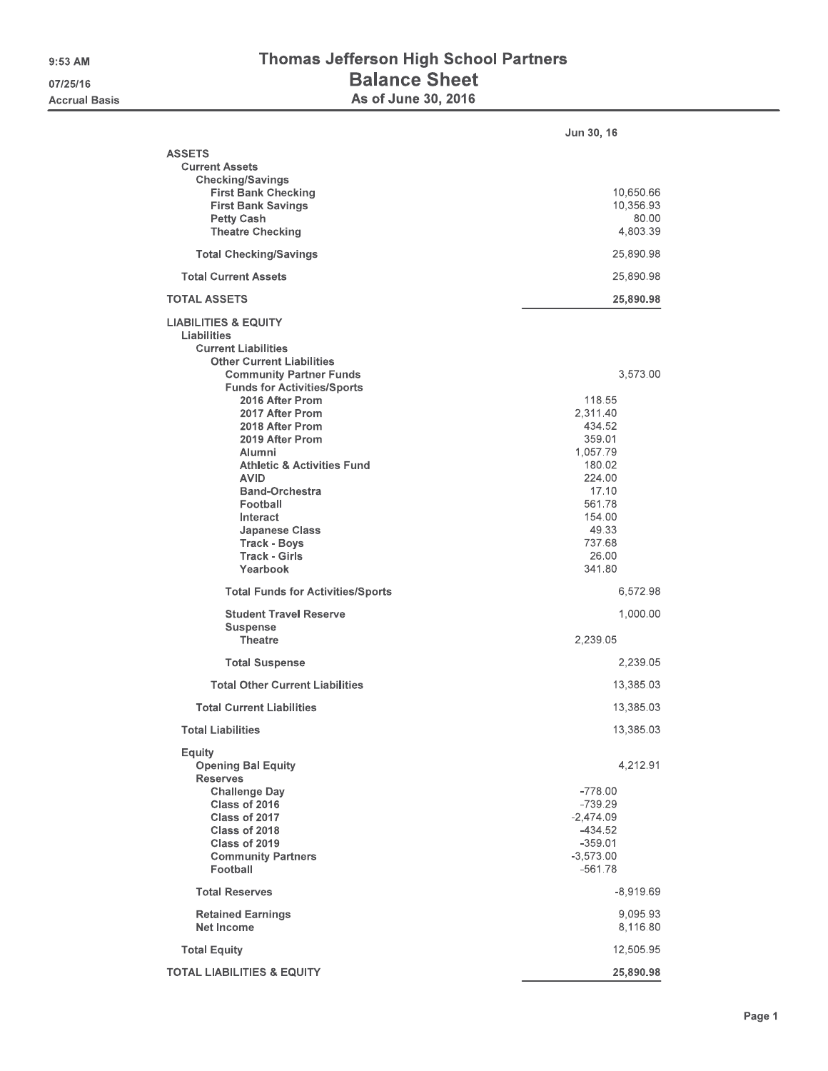# Thomas Jefferson High School Partners

## Balance Sheet

### As of June 30, 2016

9:53 AM
07/25/16
Accrual Basis

| | | Jun 30, 16 |
|---|---|---|
| **ASSETS** | | |
| **Current Assets** | | |
| **Checking/Savings** | | |
| **First Bank Checking** | | 10,650.66 |
| **First Bank Savings** | | 10,356.93 |
| **Petty Cash** | | 80.00 |
| **Theatre Checking** | | 4,803.39 |
| **Total Checking/Savings** | | 25,890.98 |
| **Total Current Assets** | | 25,890.98 |
| **TOTAL ASSETS** | | **25,890.98** |
| **LIABILITIES & EQUITY** | | |
| **Liabilities** | | |
| **Current Liabilities** | | |
| **Other Current Liabilities** | | |
| **Community Partner Funds** | | 3,573.00 |
| **Funds for Activities/Sports** | | |
| **2016 After Prom** | 118.55 | |
| **2017 After Prom** | 2,311.40 | |
| **2018 After Prom** | 434.52 | |
| **2019 After Prom** | 359.01 | |
| **Alumni** | 1,057.79 | |
| **Athletic & Activities Fund** | 180.02 | |
| **AVID** | 224.00 | |
| **Band-Orchestra** | 17.10 | |
| **Football** | 561.78 | |
| **Interact** | 154.00 | |
| **Japanese Class** | 49.33 | |
| **Track - Boys** | 737.68 | |
| **Track - Girls** | 26.00 | |
| **Yearbook** | 341.80 | |
| **Total Funds for Activities/Sports** | | 6,572.98 |
| **Student Travel Reserve** | | 1,000.00 |
| **Suspense** | | |
| **Theatre** | 2,239.05 | |
| **Total Suspense** | | 2,239.05 |
| **Total Other Current Liabilities** | | 13,385.03 |
| **Total Current Liabilities** | | 13,385.03 |
| **Total Liabilities** | | 13,385.03 |
| **Equity** | | |
| **Opening Bal Equity** | | 4,212.91 |
| **Reserves** | | |
| **Challenge Day** | -778.00 | |
| **Class of 2016** | -739.29 | |
| **Class of 2017** | -2,474.09 | |
| **Class of 2018** | -434.52 | |
| **Class of 2019** | -359.01 | |
| **Community Partners** | -3,573.00 | |
| **Football** | -561.78 | |
| **Total Reserves** | | -8,919.69 |
| **Retained Earnings** | | 9,095.93 |
| **Net Income** | | 8,116.80 |
| **Total Equity** | | 12,505.95 |
| **TOTAL LIABILITIES & EQUITY** | | **25,890.98** |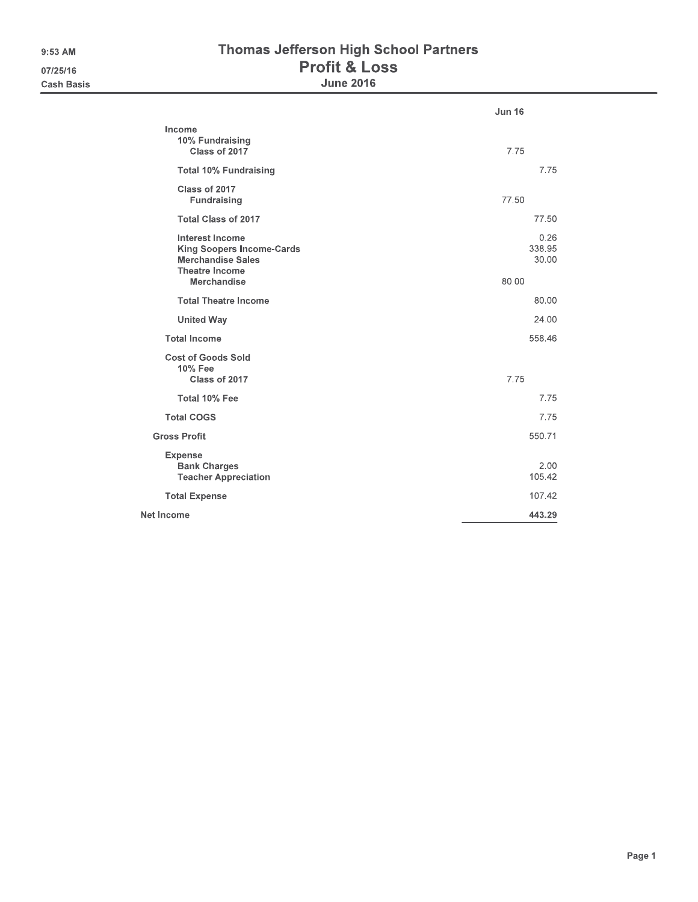9:53 AM
07/25/16
Cash Basis

# Thomas Jefferson High School Partners
## Profit & Loss
### June 2016

| | | Jun 16 |
|---|---|---|
| Income | | |
| 10% Fundraising | | |
| Class of 2017 | 7.75 | |
| Total 10% Fundraising | | 7.75 |
| Class of 2017 | | |
| Fundraising | 77.50 | |
| Total Class of 2017 | | 77.50 |
| Interest Income | | 0.26 |
| King Soopers Income-Cards | | 338.95 |
| Merchandise Sales | | 30.00 |
| Theatre Income | | |
| Merchandise | 80.00 | |
| Total Theatre Income | | 80.00 |
| United Way | | 24.00 |
| Total Income | | 558.46 |
| Cost of Goods Sold | | |
| 10% Fee | | |
| Class of 2017 | 7.75 | |
| Total 10% Fee | | 7.75 |
| Total COGS | | 7.75 |
| Gross Profit | | 550.71 |
| Expense | | |
| Bank Charges | | 2.00 |
| Teacher Appreciation | | 105.42 |
| Total Expense | | 107.42 |
| Net Income | | 443.29 |